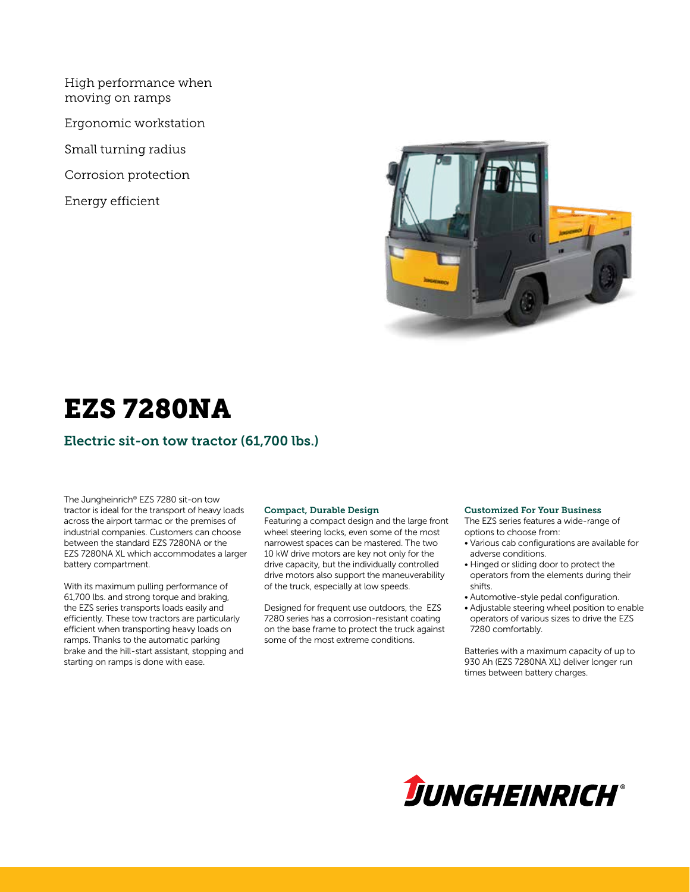High performance when moving on ramps

Ergonomic workstation

Small turning radius

Corrosion protection

Energy efficient

# EZS 7280NA

## Electric sit-on tow tractor (61,700 lbs.)

The Jungheinrich® EZS 7280 sit-on tow tractor is ideal for the transport of heavy loads across the airport tarmac or the premises of industrial companies. Customers can choose between the standard EZS 7280NA or the EZS 7280NA XL which accommodates a larger battery compartment.

With its maximum pulling performance of 61,700 lbs. and strong torque and braking, the EZS series transports loads easily and efficiently. These tow tractors are particularly efficient when transporting heavy loads on ramps. Thanks to the automatic parking brake and the hill-start assistant, stopping and starting on ramps is done with ease.

### Compact, Durable Design

Featuring a compact design and the large front wheel steering locks, even some of the most narrowest spaces can be mastered. The two 10 kW drive motors are key not only for the drive capacity, but the individually controlled drive motors also support the maneuverability of the truck, especially at low speeds.

Designed for frequent use outdoors, the EZS 7280 series has a corrosion-resistant coating on the base frame to protect the truck against some of the most extreme conditions.

### Customized For Your Business

The EZS series features a wide-range of options to choose from:

- Various cab configurations are available for adverse conditions.
- Hinged or sliding door to protect the operators from the elements during their shifts.
- Automotive-style pedal configuration.
- Adjustable steering wheel position to enable operators of various sizes to drive the EZS 7280 comfortably.

Batteries with a maximum capacity of up to 930 Ah (EZS 7280NA XL) deliver longer run times between battery charges.

JUNGHEINRICH®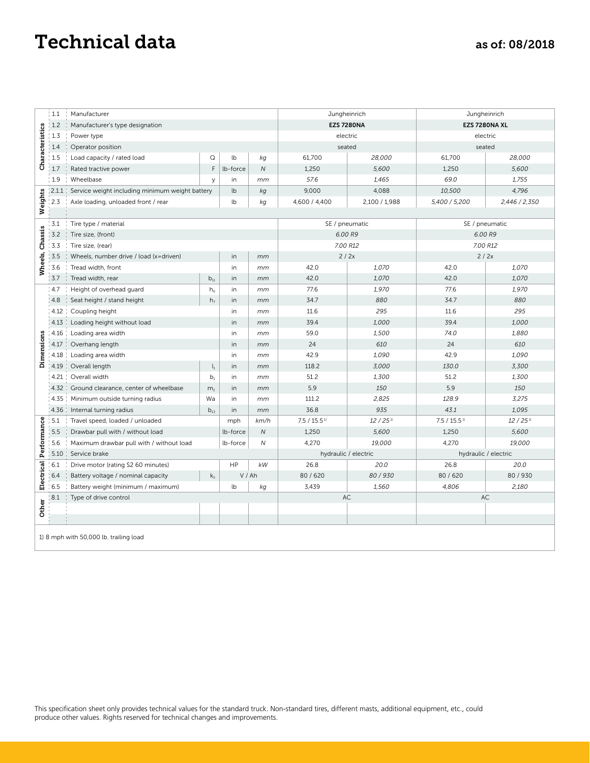# Technical data

as of: 08/2018

| | | | | | | | EZS 7280NA | | EZS 7280NA XL | |
|---|---|---|---|---|---|---|---|---|---|---|
| Characteristics | 1.1 | Manufacturer | | | | | Jungheinrich | | Jungheinrich | |
| | 1.2 | Manufacturer's type designation | | | | | **EZS 7280NA** | | **EZS 7280NA XL** | |
| | 1.3 | Power type | | | | | electric | | electric | |
| | 1.4 | Operator position | | | | | seated | | seated | |
| | 1.5 | Load capacity / rated load | Q | lb | *kg* | | 61,700 | *28,000* | 61,700 | *28,000* |
| | 1.7 | Rated tractive power | F | lb-force | *N* | | 1,250 | *5,600* | 1,250 | *5,600* |
| | 1.9 | Wheelbase | y | in | *mm* | | *57.6* | *1,465* | *69.0* | *1,755* |
| Weights | 2.1.1 | Service weight including minimum weight battery | | lb | *kg* | | 9,000 | 4,088 | *10,500* | *4,796* |
| | 2.3 | Axle loading, unloaded front / rear | | lb | *kg* | | 4,600 / 4,400 | 2,100 / 1,988 | *5,400 / 5,200* | *2,446 / 2,350* |
| Wheels, Chassis | 3.1 | Tire type / material | | | | | SE / pneumatic | | SE / pneumatic | |
| | 3.2 | Tire size, (front) | | | | | *6.00 R9* | | *6.00 R9* | |
| | 3.3 | Tire size, (rear) | | | | | *7.00 R12* | | *7.00 R12* | |
| | 3.5 | Wheels, number drive / load (x=driven) | | in | *mm* | | 2 / 2x | | 2 / 2x | |
| | 3.6 | Tread width, front | | in | *mm* | | 42.0 | *1,070* | 42.0 | *1,070* |
| | 3.7 | Tread width, rear | $b_{11}$ | in | *mm* | | 42.0 | *1,070* | 42.0 | *1,070* |
| Dimensions | 4.7 | Height of overhead guard | $h_6$ | in | *mm* | | 77.6 | *1,970* | 77.6 | *1,970* |
| | 4.8 | Seat height / stand height | $h_7$ | in | *mm* | | 34.7 | *880* | 34.7 | *880* |
| | 4.12 | Coupling height | | in | *mm* | | 11.6 | *295* | 11.6 | *295* |
| | 4.13 | Loading height without load | | in | *mm* | | 39.4 | *1,000* | 39.4 | *1,000* |
| | 4.16 | Loading area width | | in | *mm* | | 59.0 | *1,500* | *74.0* | *1,880* |
| | 4.17 | Overhang length | | in | *mm* | | 24 | *610* | 24 | *610* |
| | 4.18 | Loading area width | | in | *mm* | | 42.9 | *1,090* | 42.9 | *1,090* |
| | 4.19 | Overall length | $l_1$ | in | *mm* | | 118.2 | *3,000* | *130.0* | *3,300* |
| | 4.21 | Overall width | $b_1$ | in | *mm* | | 51.2 | *1,300* | 51.2 | *1,300* |
| | 4.32 | Ground clearance, center of wheelbase | $m_2$ | in | *mm* | | 5.9 | *150* | 5.9 | *150* |
| | 4.35 | Minimum outside turning radius | Wa | in | *mm* | | 111.2 | *2,825* | *128.9* | *3,275* |
| | 4.36 | Internal turning radius | $b_{13}$ | in | *mm* | | 36.8 | *935* | *43.1* | *1,095* |
| Performance | 5.1 | Travel speed, loaded / unloaded | | mph | *km/h* | | 7.5 / 15.5[1] | *12 / 25*[1] | 7.5 / 15.5[1] | *12 / 25*[1] |
| | 5.5 | Drawbar pull with / without load | | lb-force | *N* | | 1,250 | *5,600* | 1,250 | *5,600* |
| | 5.6 | Maximum drawbar pull with / without load | | lb-force | *N* | | 4,270 | *19,000* | 4,270 | *19,000* |
| | 5.10 | Service brake | | | | | hydraulic / electric | | hydraulic / electric | |
| Electrical | 6.1 | Drive motor (rating S2 60 minutes) | | HP | *kW* | | 26.8 | *20.0* | 26.8 | *20.0* |
| | 6.4 | Battery voltage / nominal capacity | $k_5$ | V / Ah | | | 80 / 620 | *80 / 930* | 80 / 620 | 80 / 930 |
| | 6.5 | Battery weight (minimum / maximum) | | lb | *kg* | | 3,439 | *1,560* | *4,806* | *2,180* |
| Other | 8.1 | Type of drive control | | | | | AC | | AC | |

1) 8 mph with 50,000 lb. trailing load

This specification sheet only provides technical values for the standard truck. Non-standard tires, different masts, additional equipment, etc., could produce other values. Rights reserved for technical changes and improvements.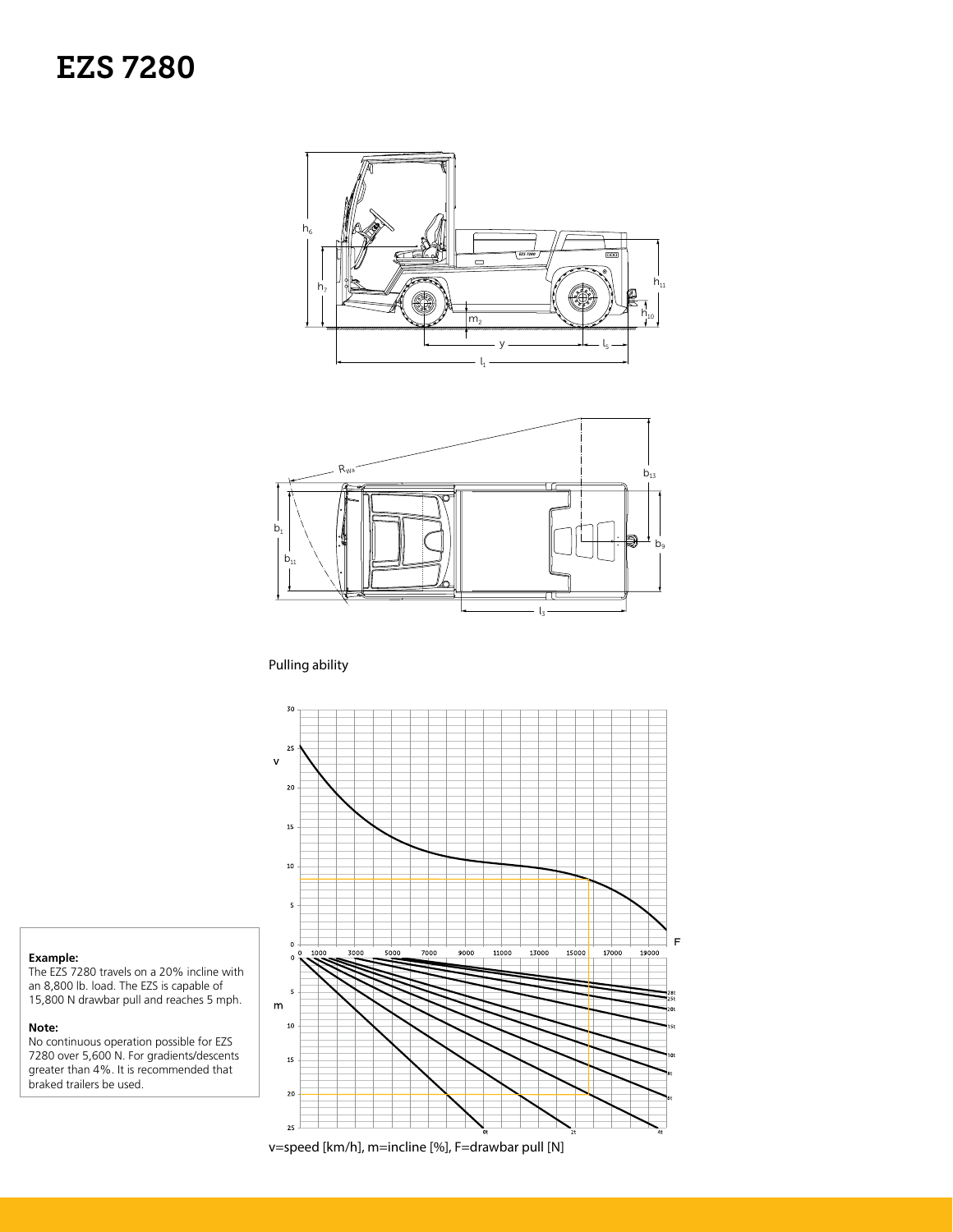# EZS 7280

Pulling ability

v=speed [km/h], m=incline [%], F=drawbar pull [N]

**Example:**
The EZS 7280 travels on a 20% incline with an 8,800 lb. load. The EZS is capable of 15,800 N drawbar pull and reaches 5 mph.

**Note:**
No continuous operation possible for EZS 7280 over 5,600 N. For gradients/descents greater than 4%. It is recommended that braked trailers be used.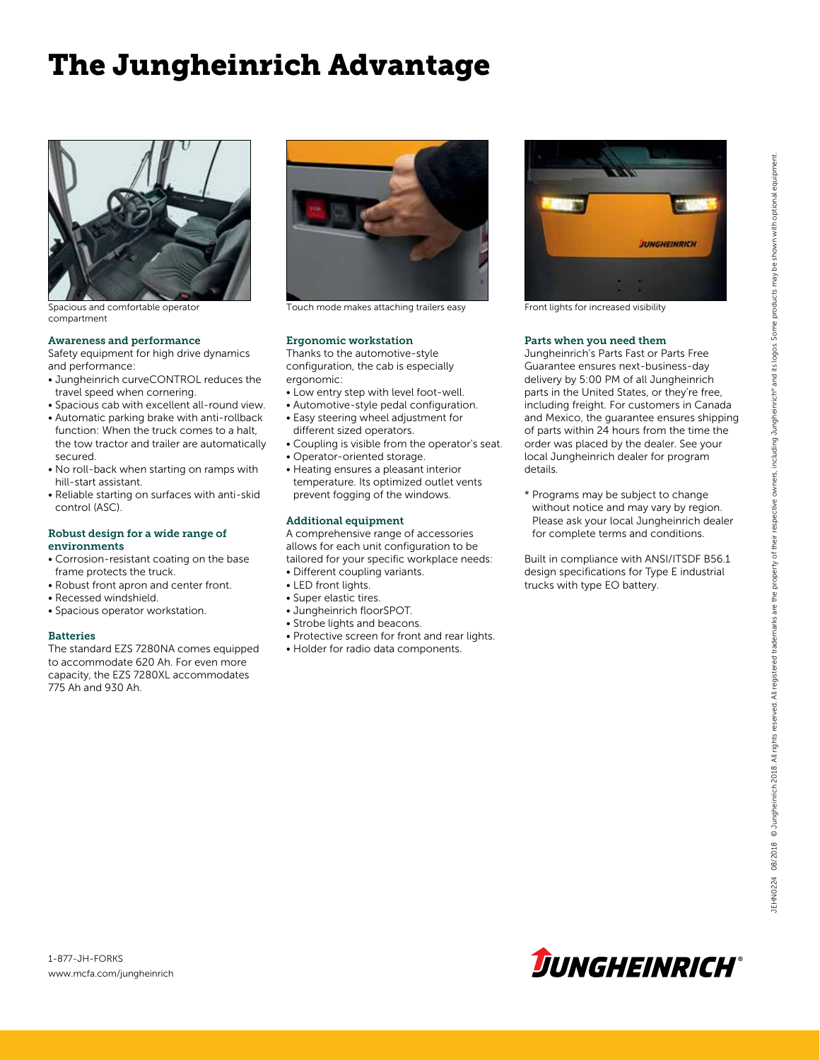# The Jungheinrich Advantage

Spacious and comfortable operator compartment

Touch mode makes attaching trailers easy

Front lights for increased visibility

### Awareness and performance

Safety equipment for high drive dynamics and performance:

- Jungheinrich curveCONTROL reduces the travel speed when cornering.
- Spacious cab with excellent all-round view.
- Automatic parking brake with anti-rollback function: When the truck comes to a halt, the tow tractor and trailer are automatically secured.
- No roll-back when starting on ramps with hill-start assistant.
- Reliable starting on surfaces with anti-skid control (ASC).

### Robust design for a wide range of environments

- Corrosion-resistant coating on the base frame protects the truck.
- Robust front apron and center front.
- Recessed windshield.
- Spacious operator workstation.

### Batteries

The standard EZS 7280NA comes equipped to accommodate 620 Ah. For even more capacity, the EZS 7280XL accommodates 775 Ah and 930 Ah.

### Ergonomic workstation

Thanks to the automotive-style configuration, the cab is especially ergonomic:

- Low entry step with level foot-well.
- Automotive-style pedal configuration.
- Easy steering wheel adjustment for different sized operators.
- Coupling is visible from the operator's seat.
- Operator-oriented storage.
- Heating ensures a pleasant interior temperature. Its optimized outlet vents prevent fogging of the windows.

### Additional equipment

A comprehensive range of accessories allows for each unit configuration to be tailored for your specific workplace needs:

- Different coupling variants.
- LED front lights.
- Super elastic tires.
- Jungheinrich floorSPOT.
- Strobe lights and beacons.
- Protective screen for front and rear lights.
- Holder for radio data components.

### Parts when you need them

Jungheinrich's Parts Fast or Parts Free Guarantee ensures next-business-day delivery by 5:00 PM of all Jungheinrich parts in the United States, or they're free, including freight. For customers in Canada and Mexico, the guarantee ensures shipping of parts within 24 hours from the time the order was placed by the dealer. See your local Jungheinrich dealer for program details.

* Programs may be subject to change without notice and may vary by region. Please ask your local Jungheinrich dealer for complete terms and conditions.

Built in compliance with ANSI/ITSDF B56.1 design specifications for Type E industrial trucks with type EO battery.

JEHN0224 08/2018 © Jungheinrich 2018. All rights reserved. All registered trademarks are the property of their respective owners, including Jungheinrich® and its logos. Some products may be shown with optional equipment.

1-877-JH-FORKS
www.mcfa.com/jungheinrich

JUNGHEINRICH®